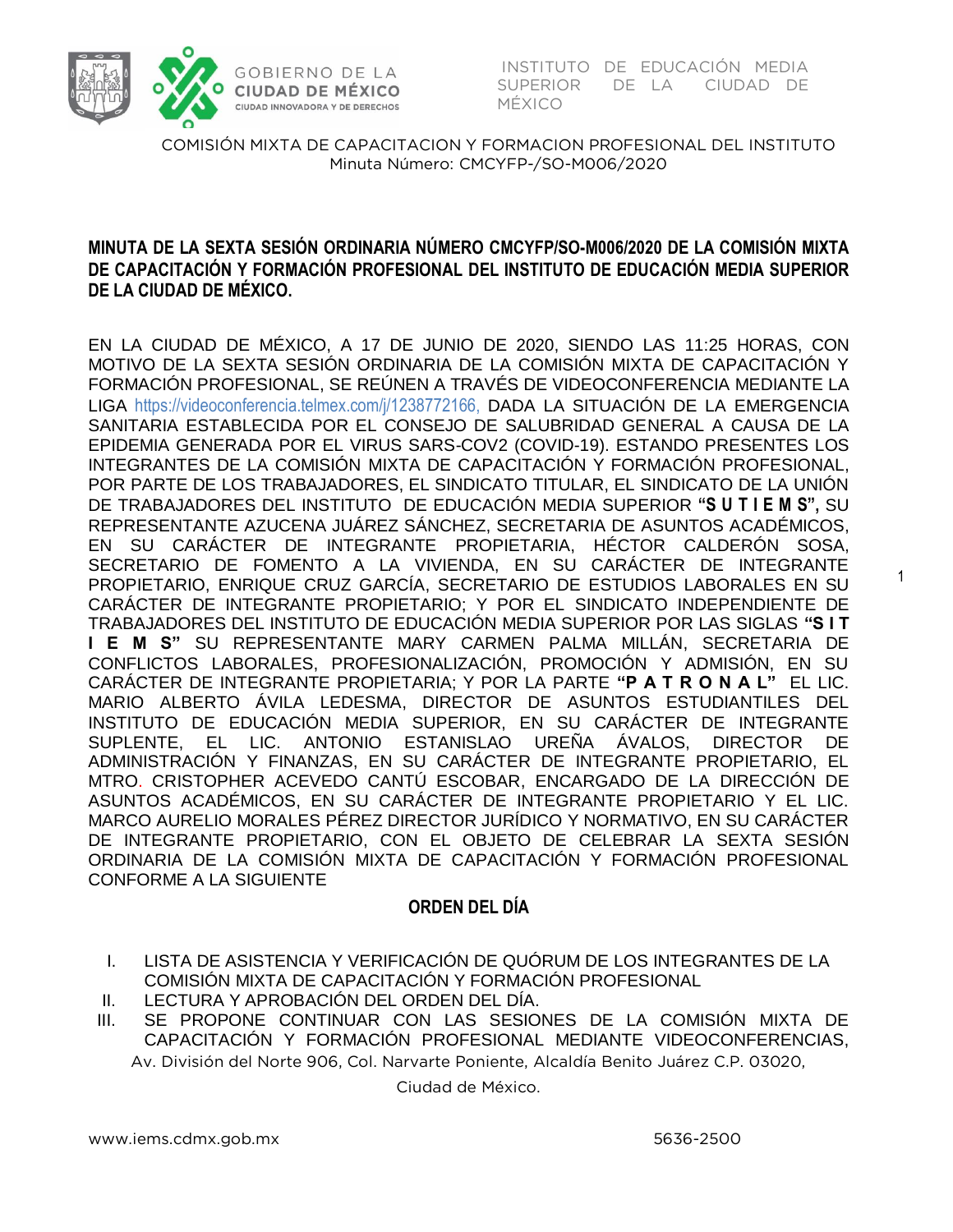COMISIÓN MIXTA DE CAPACITACION Y FORMACION PROFESIONAL DEL INSTITUTO
Minuta Número: CMCYFP-/SO-M006/2020

## MINUTA DE LA SEXTA SESIÓN ORDINARIA NÚMERO CMCYFP/SO-M006/2020 DE LA COMISIÓN MIXTA DE CAPACITACIÓN Y FORMACIÓN PROFESIONAL DEL INSTITUTO DE EDUCACIÓN MEDIA SUPERIOR DE LA CIUDAD DE MÉXICO.

EN LA CIUDAD DE MÉXICO, A 17 DE JUNIO DE 2020, SIENDO LAS 11:25 HORAS, CON MOTIVO DE LA SEXTA SESIÓN ORDINARIA DE LA COMISIÓN MIXTA DE CAPACITACIÓN Y FORMACIÓN PROFESIONAL, SE REÚNEN A TRAVÉS DE VIDEOCONFERENCIA MEDIANTE LA LIGA https://videoconferencia.telmex.com/j/1238772166, DADA LA SITUACIÓN DE LA EMERGENCIA SANITARIA ESTABLECIDA POR EL CONSEJO DE SALUBRIDAD GENERAL A CAUSA DE LA EPIDEMIA GENERADA POR EL VIRUS SARS-COV2 (COVID-19). ESTANDO PRESENTES LOS INTEGRANTES DE LA COMISIÓN MIXTA DE CAPACITACIÓN Y FORMACIÓN PROFESIONAL, POR PARTE DE LOS TRABAJADORES, EL SINDICATO TITULAR, EL SINDICATO DE LA UNIÓN DE TRABAJADORES DEL INSTITUTO DE EDUCACIÓN MEDIA SUPERIOR **"S U T I E M S",** SU REPRESENTANTE AZUCENA JUÁREZ SÁNCHEZ, SECRETARIA DE ASUNTOS ACADÉMICOS, EN SU CARÁCTER DE INTEGRANTE PROPIETARIA, HÉCTOR CALDERÓN SOSA, SECRETARIO DE FOMENTO A LA VIVIENDA, EN SU CARÁCTER DE INTEGRANTE PROPIETARIO, ENRIQUE CRUZ GARCÍA, SECRETARIO DE ESTUDIOS LABORALES EN SU CARÁCTER DE INTEGRANTE PROPIETARIO; Y POR EL SINDICATO INDEPENDIENTE DE TRABAJADORES DEL INSTITUTO DE EDUCACIÓN MEDIA SUPERIOR POR LAS SIGLAS **"S I T I E M S"** SU REPRESENTANTE MARY CARMEN PALMA MILLÁN, SECRETARIA DE CONFLICTOS LABORALES, PROFESIONALIZACIÓN, PROMOCIÓN Y ADMISIÓN, EN SU CARÁCTER DE INTEGRANTE PROPIETARIA; Y POR LA PARTE **"P A T R O N A L"** EL LIC. MARIO ALBERTO ÁVILA LEDESMA, DIRECTOR DE ASUNTOS ESTUDIANTILES DEL INSTITUTO DE EDUCACIÓN MEDIA SUPERIOR, EN SU CARÁCTER DE INTEGRANTE SUPLENTE, EL LIC. ANTONIO ESTANISLAO UREÑA ÁVALOS, DIRECTOR DE ADMINISTRACIÓN Y FINANZAS, EN SU CARÁCTER DE INTEGRANTE PROPIETARIO, EL MTRO. CRISTOPHER ACEVEDO CANTÚ ESCOBAR, ENCARGADO DE LA DIRECCIÓN DE ASUNTOS ACADÉMICOS, EN SU CARÁCTER DE INTEGRANTE PROPIETARIO Y EL LIC. MARCO AURELIO MORALES PÉREZ DIRECTOR JURÍDICO Y NORMATIVO, EN SU CARÁCTER DE INTEGRANTE PROPIETARIO, CON EL OBJETO DE CELEBRAR LA SEXTA SESIÓN ORDINARIA DE LA COMISIÓN MIXTA DE CAPACITACIÓN Y FORMACIÓN PROFESIONAL CONFORME A LA SIGUIENTE

### ORDEN DEL DÍA

I. LISTA DE ASISTENCIA Y VERIFICACIÓN DE QUÓRUM DE LOS INTEGRANTES DE LA COMISIÓN MIXTA DE CAPACITACIÓN Y FORMACIÓN PROFESIONAL
II. LECTURA Y APROBACIÓN DEL ORDEN DEL DÍA.
III. SE PROPONE CONTINUAR CON LAS SESIONES DE LA COMISIÓN MIXTA DE CAPACITACIÓN Y FORMACIÓN PROFESIONAL MEDIANTE VIDEOCONFERENCIAS,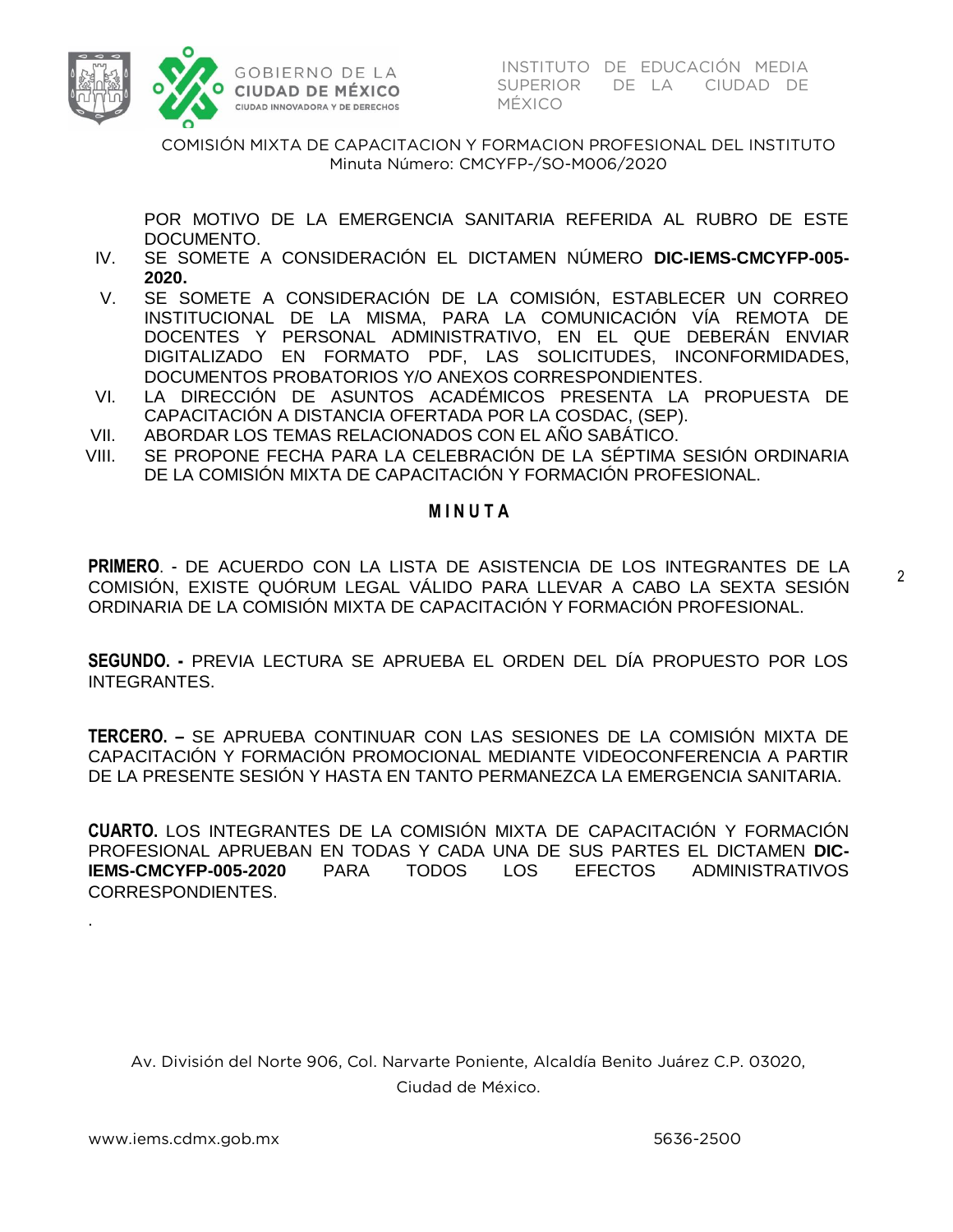POR MOTIVO DE LA EMERGENCIA SANITARIA REFERIDA AL RUBRO DE ESTE DOCUMENTO.

IV. SE SOMETE A CONSIDERACIÓN EL DICTAMEN NÚMERO **DIC-IEMS-CMCYFP-005-2020.**

V. SE SOMETE A CONSIDERACIÓN DE LA COMISIÓN, ESTABLECER UN CORREO INSTITUCIONAL DE LA MISMA, PARA LA COMUNICACIÓN VÍA REMOTA DE DOCENTES Y PERSONAL ADMINISTRATIVO, EN EL QUE DEBERÁN ENVIAR DIGITALIZADO EN FORMATO PDF, LAS SOLICITUDES, INCONFORMIDADES, DOCUMENTOS PROBATORIOS Y/O ANEXOS CORRESPONDIENTES.

VI. LA DIRECCIÓN DE ASUNTOS ACADÉMICOS PRESENTA LA PROPUESTA DE CAPACITACIÓN A DISTANCIA OFERTADA POR LA COSDAC, (SEP).

VII. ABORDAR LOS TEMAS RELACIONADOS CON EL AÑO SABÁTICO.

VIII. SE PROPONE FECHA PARA LA CELEBRACIÓN DE LA SÉPTIMA SESIÓN ORDINARIA DE LA COMISIÓN MIXTA DE CAPACITACIÓN Y FORMACIÓN PROFESIONAL.

## M I N U T A

**PRIMERO**. - DE ACUERDO CON LA LISTA DE ASISTENCIA DE LOS INTEGRANTES DE LA COMISIÓN, EXISTE QUÓRUM LEGAL VÁLIDO PARA LLEVAR A CABO LA SEXTA SESIÓN ORDINARIA DE LA COMISIÓN MIXTA DE CAPACITACIÓN Y FORMACIÓN PROFESIONAL.

**SEGUNDO. -** PREVIA LECTURA SE APRUEBA EL ORDEN DEL DÍA PROPUESTO POR LOS INTEGRANTES.

**TERCERO. –** SE APRUEBA CONTINUAR CON LAS SESIONES DE LA COMISIÓN MIXTA DE CAPACITACIÓN Y FORMACIÓN PROMOCIONAL MEDIANTE VIDEOCONFERENCIA A PARTIR DE LA PRESENTE SESIÓN Y HASTA EN TANTO PERMANEZCA LA EMERGENCIA SANITARIA.

**CUARTO.** LOS INTEGRANTES DE LA COMISIÓN MIXTA DE CAPACITACIÓN Y FORMACIÓN PROFESIONAL APRUEBAN EN TODAS Y CADA UNA DE SUS PARTES EL DICTAMEN **DIC-IEMS-CMCYFP-005-2020** PARA TODOS LOS EFECTOS ADMINISTRATIVOS CORRESPONDIENTES.

.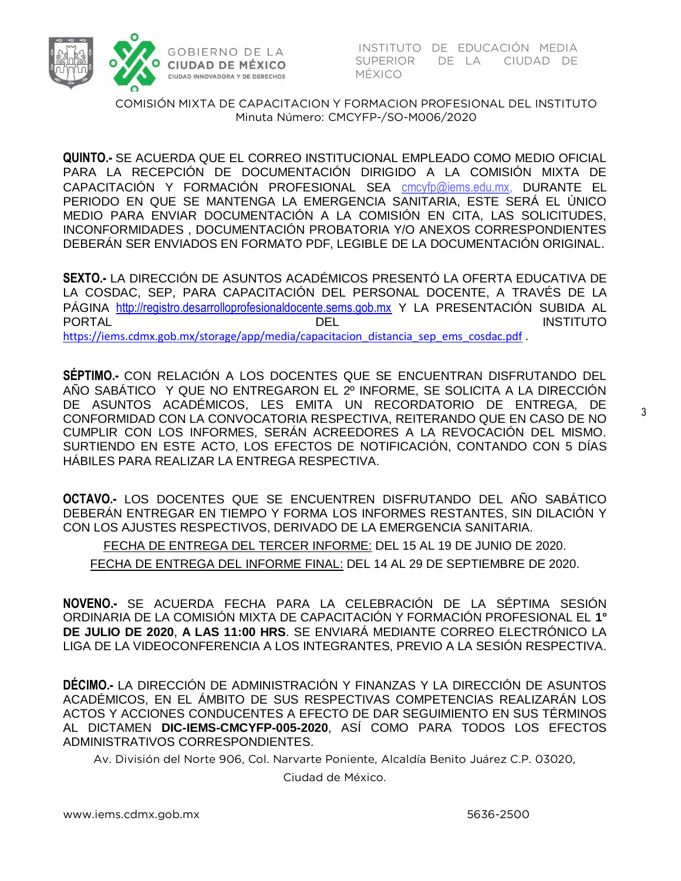COMISIÓN MIXTA DE CAPACITACION Y FORMACION PROFESIONAL DEL INSTITUTO
Minuta Número: CMCYFP-/SO-M006/2020

**QUINTO.-** SE ACUERDA QUE EL CORREO INSTITUCIONAL EMPLEADO COMO MEDIO OFICIAL PARA LA RECEPCIÓN DE DOCUMENTACIÓN DIRIGIDO A LA COMISIÓN MIXTA DE CAPACITACIÓN Y FORMACIÓN PROFESIONAL SEA cmcyfp@iems.edu.mx, DURANTE EL PERIODO EN QUE SE MANTENGA LA EMERGENCIA SANITARIA, ESTE SERÁ EL ÚNICO MEDIO PARA ENVIAR DOCUMENTACIÓN A LA COMISIÓN EN CITA, LAS SOLICITUDES, INCONFORMIDADES , DOCUMENTACIÓN PROBATORIA Y/O ANEXOS CORRESPONDIENTES DEBERÁN SER ENVIADOS EN FORMATO PDF, LEGIBLE DE LA DOCUMENTACIÓN ORIGINAL.

**SEXTO.-** LA DIRECCIÓN DE ASUNTOS ACADÉMICOS PRESENTÓ LA OFERTA EDUCATIVA DE LA COSDAC, SEP, PARA CAPACITACIÓN DEL PERSONAL DOCENTE, A TRAVÉS DE LA PÁGINA http://registro.desarrolloprofesionaldocente.sems.gob.mx Y LA PRESENTACIÓN SUBIDA AL PORTAL DEL INSTITUTO https://iems.cdmx.gob.mx/storage/app/media/capacitacion_distancia_sep_ems_cosdac.pdf .

**SÉPTIMO.-** CON RELACIÓN A LOS DOCENTES QUE SE ENCUENTRAN DISFRUTANDO DEL AÑO SABÁTICO Y QUE NO ENTREGARON EL 2º INFORME, SE SOLICITA A LA DIRECCIÓN DE ASUNTOS ACADÉMICOS, LES EMITA UN RECORDATORIO DE ENTREGA, DE CONFORMIDAD CON LA CONVOCATORIA RESPECTIVA, REITERANDO QUE EN CASO DE NO CUMPLIR CON LOS INFORMES, SERÁN ACREEDORES A LA REVOCACIÓN DEL MISMO. SURTIENDO EN ESTE ACTO, LOS EFECTOS DE NOTIFICACIÓN, CONTANDO CON 5 DÍAS HÁBILES PARA REALIZAR LA ENTREGA RESPECTIVA.

**OCTAVO.-** LOS DOCENTES QUE SE ENCUENTREN DISFRUTANDO DEL AÑO SABÁTICO DEBERÁN ENTREGAR EN TIEMPO Y FORMA LOS INFORMES RESTANTES, SIN DILACIÓN Y CON LOS AJUSTES RESPECTIVOS, DERIVADO DE LA EMERGENCIA SANITARIA.

FECHA DE ENTREGA DEL TERCER INFORME: DEL 15 AL 19 DE JUNIO DE 2020.

FECHA DE ENTREGA DEL INFORME FINAL: DEL 14 AL 29 DE SEPTIEMBRE DE 2020.

**NOVENO.-** SE ACUERDA FECHA PARA LA CELEBRACIÓN DE LA SÉPTIMA SESIÓN ORDINARIA DE LA COMISIÓN MIXTA DE CAPACITACIÓN Y FORMACIÓN PROFESIONAL EL **1° DE JULIO DE 2020**, **A LAS 11:00 HRS**. SE ENVIARÁ MEDIANTE CORREO ELECTRÓNICO LA LIGA DE LA VIDEOCONFERENCIA A LOS INTEGRANTES, PREVIO A LA SESIÓN RESPECTIVA.

**DÉCIMO.-** LA DIRECCIÓN DE ADMINISTRACIÓN Y FINANZAS Y LA DIRECCIÓN DE ASUNTOS ACADÉMICOS, EN EL ÁMBITO DE SUS RESPECTIVAS COMPETENCIAS REALIZARÁN LOS ACTOS Y ACCIONES CONDUCENTES A EFECTO DE DAR SEGUIMIENTO EN SUS TÉRMINOS AL DICTAMEN **DIC-IEMS-CMCYFP-005-2020**, ASÍ COMO PARA TODOS LOS EFECTOS ADMINISTRATIVOS CORRESPONDIENTES.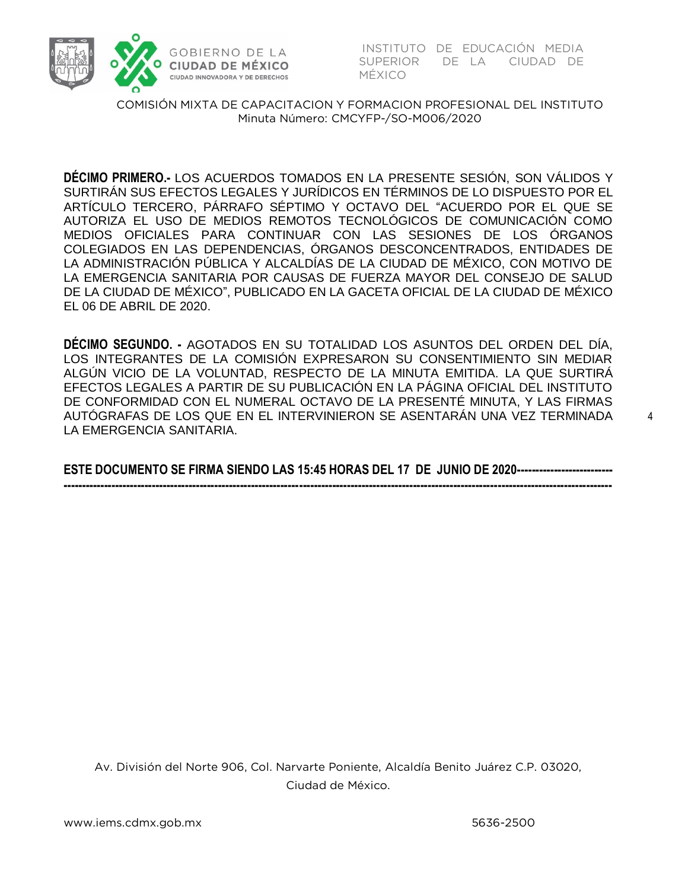**DÉCIMO PRIMERO.-** LOS ACUERDOS TOMADOS EN LA PRESENTE SESIÓN, SON VÁLIDOS Y SURTIRÁN SUS EFECTOS LEGALES Y JURÍDICOS EN TÉRMINOS DE LO DISPUESTO POR EL ARTÍCULO TERCERO, PÁRRAFO SÉPTIMO Y OCTAVO DEL "ACUERDO POR EL QUE SE AUTORIZA EL USO DE MEDIOS REMOTOS TECNOLÓGICOS DE COMUNICACIÓN COMO MEDIOS OFICIALES PARA CONTINUAR CON LAS SESIONES DE LOS ÓRGANOS COLEGIADOS EN LAS DEPENDENCIAS, ÓRGANOS DESCONCENTRADOS, ENTIDADES DE LA ADMINISTRACIÓN PÚBLICA Y ALCALDÍAS DE LA CIUDAD DE MÉXICO, CON MOTIVO DE LA EMERGENCIA SANITARIA POR CAUSAS DE FUERZA MAYOR DEL CONSEJO DE SALUD DE LA CIUDAD DE MÉXICO", PUBLICADO EN LA GACETA OFICIAL DE LA CIUDAD DE MÉXICO EL 06 DE ABRIL DE 2020.

**DÉCIMO SEGUNDO. -** AGOTADOS EN SU TOTALIDAD LOS ASUNTOS DEL ORDEN DEL DÍA, LOS INTEGRANTES DE LA COMISIÓN EXPRESARON SU CONSENTIMIENTO SIN MEDIAR ALGÚN VICIO DE LA VOLUNTAD, RESPECTO DE LA MINUTA EMITIDA. LA QUE SURTIRÁ EFECTOS LEGALES A PARTIR DE SU PUBLICACIÓN EN LA PÁGINA OFICIAL DEL INSTITUTO DE CONFORMIDAD CON EL NUMERAL OCTAVO DE LA PRESENTÉ MINUTA, Y LAS FIRMAS AUTÓGRAFAS DE LOS QUE EN EL INTERVINIERON SE ASENTARÁN UNA VEZ TERMINADA LA EMERGENCIA SANITARIA.

**ESTE DOCUMENTO SE FIRMA SIENDO LAS 15:45 HORAS DEL 17 DE JUNIO DE 2020----------------------------------------------------------------------------------------------------------------------------------------------------------------------**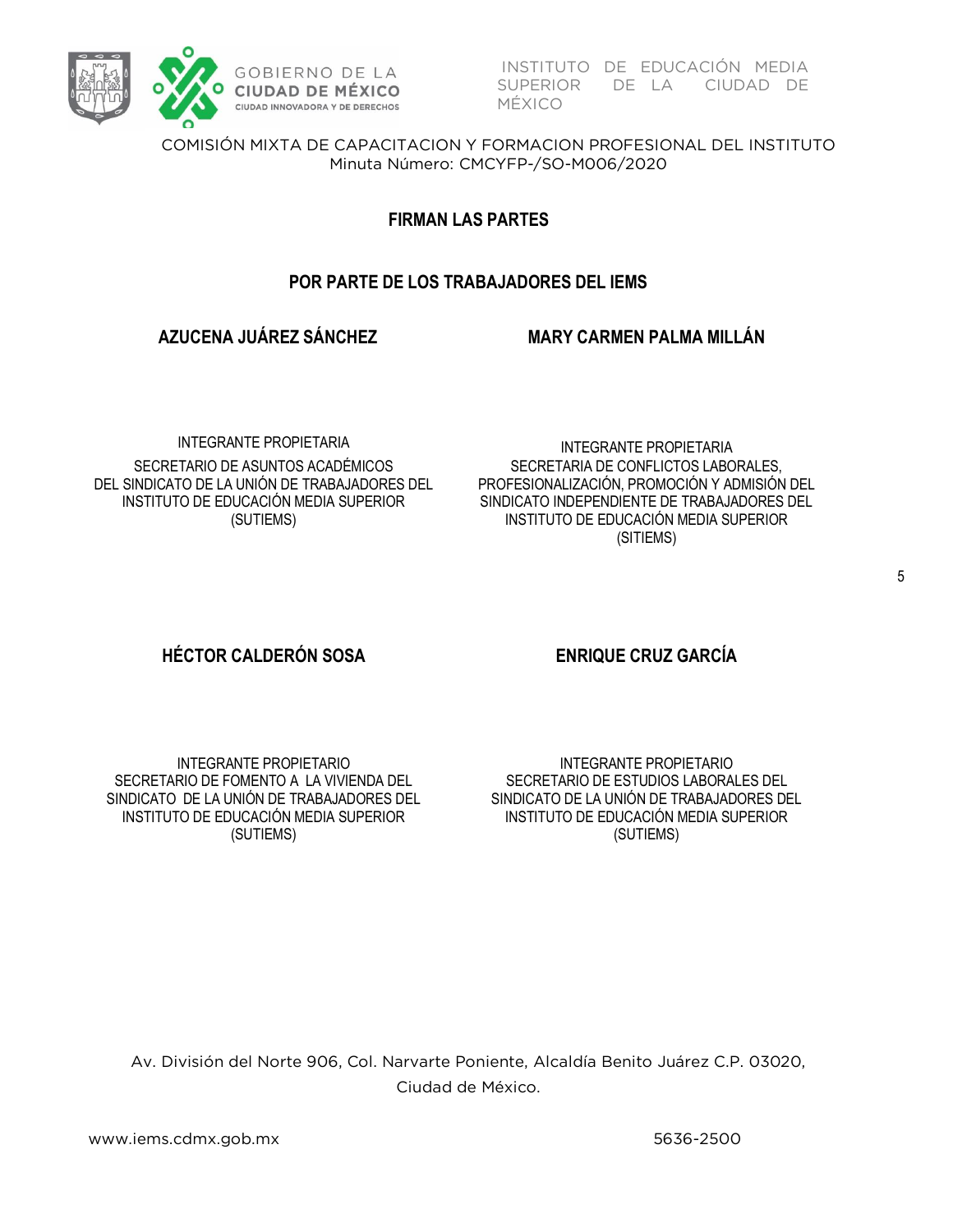COMISIÓN MIXTA DE CAPACITACION Y FORMACION PROFESIONAL DEL INSTITUTO
Minuta Número: CMCYFP-/SO-M006/2020

## FIRMAN LAS PARTES

### POR PARTE DE LOS TRABAJADORES DEL IEMS

**AZUCENA JUÁREZ SÁNCHEZ**

INTEGRANTE PROPIETARIA
SECRETARIO DE ASUNTOS ACADÉMICOS
DEL SINDICATO DE LA UNIÓN DE TRABAJADORES DEL INSTITUTO DE EDUCACIÓN MEDIA SUPERIOR
(SUTIEMS)

**MARY CARMEN PALMA MILLÁN**

INTEGRANTE PROPIETARIA
SECRETARIA DE CONFLICTOS LABORALES, PROFESIONALIZACIÓN, PROMOCIÓN Y ADMISIÓN DEL SINDICATO INDEPENDIENTE DE TRABAJADORES DEL INSTITUTO DE EDUCACIÓN MEDIA SUPERIOR
(SITIEMS)

**HÉCTOR CALDERÓN SOSA**

INTEGRANTE PROPIETARIO
SECRETARIO DE FOMENTO A LA VIVIENDA DEL SINDICATO DE LA UNIÓN DE TRABAJADORES DEL INSTITUTO DE EDUCACIÓN MEDIA SUPERIOR
(SUTIEMS)

**ENRIQUE CRUZ GARCÍA**

INTEGRANTE PROPIETARIO
SECRETARIO DE ESTUDIOS LABORALES DEL SINDICATO DE LA UNIÓN DE TRABAJADORES DEL INSTITUTO DE EDUCACIÓN MEDIA SUPERIOR
(SUTIEMS)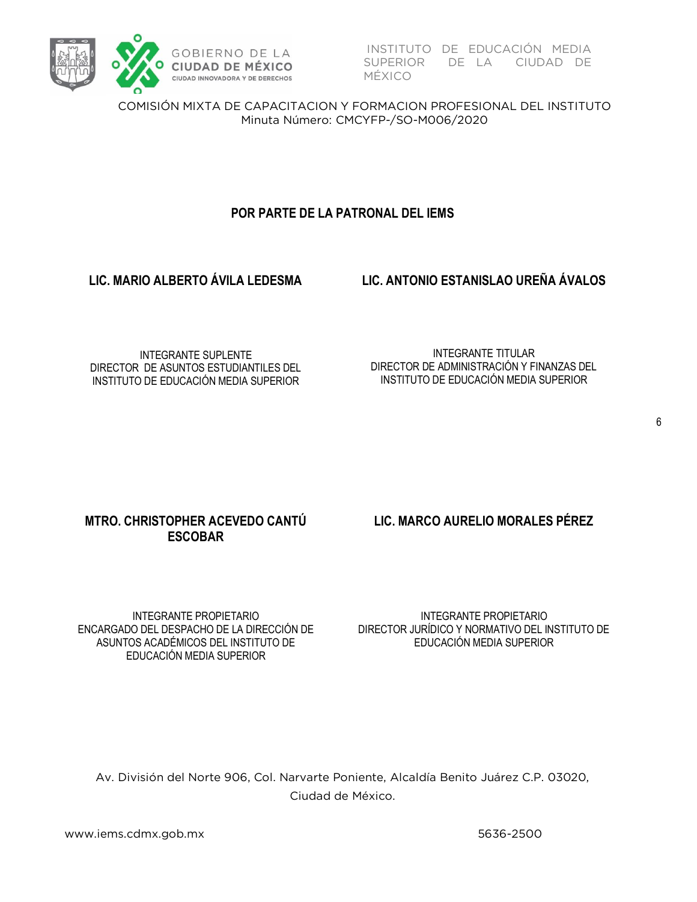## POR PARTE DE LA PATRONAL DEL IEMS

**LIC. MARIO ALBERTO ÁVILA LEDESMA**

INTEGRANTE SUPLENTE
DIRECTOR DE ASUNTOS ESTUDIANTILES DEL INSTITUTO DE EDUCACIÓN MEDIA SUPERIOR

**LIC. ANTONIO ESTANISLAO UREÑA ÁVALOS**

INTEGRANTE TITULAR
DIRECTOR DE ADMINISTRACIÓN Y FINANZAS DEL INSTITUTO DE EDUCACIÓN MEDIA SUPERIOR

**MTRO. CHRISTOPHER ACEVEDO CANTÚ ESCOBAR**

INTEGRANTE PROPIETARIO
ENCARGADO DEL DESPACHO DE LA DIRECCIÓN DE ASUNTOS ACADÉMICOS DEL INSTITUTO DE EDUCACIÓN MEDIA SUPERIOR

**LIC. MARCO AURELIO MORALES PÉREZ**

INTEGRANTE PROPIETARIO
DIRECTOR JURÍDICO Y NORMATIVO DEL INSTITUTO DE EDUCACIÓN MEDIA SUPERIOR